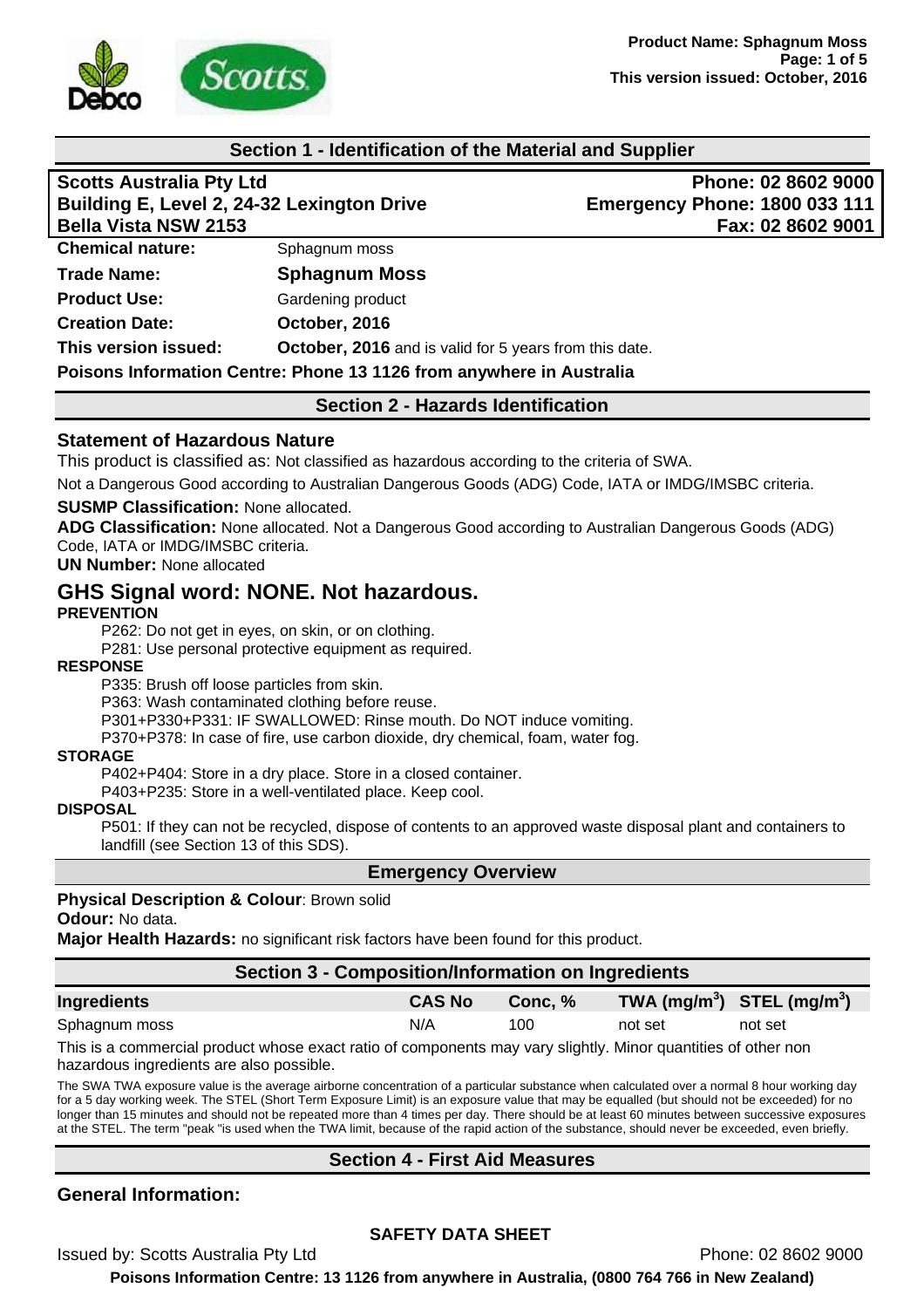## Section 1 - Identification of the Material and Supplier

**Scotts Australia Pty Ltd**
**Building E, Level 2, 24-32 Lexington Drive**
**Bella Vista NSW 2153**

**Phone: 02 8602 9000**
**Emergency Phone: 1800 033 111**
**Fax: 02 8602 9001**

**Chemical nature:** Sphagnum moss

**Trade Name:** **Sphagnum Moss**

**Product Use:** Gardening product

**Creation Date:** **October, 2016**

**This version issued:** **October, 2016** and is valid for 5 years from this date.

**Poisons Information Centre: Phone 13 1126 from anywhere in Australia**

## Section 2 - Hazards Identification

### Statement of Hazardous Nature

This product is classified as: Not classified as hazardous according to the criteria of SWA.

Not a Dangerous Good according to Australian Dangerous Goods (ADG) Code, IATA or IMDG/IMSBC criteria.

**SUSMP Classification:** None allocated.

**ADG Classification:** None allocated. Not a Dangerous Good according to Australian Dangerous Goods (ADG) Code, IATA or IMDG/IMSBC criteria.

**UN Number:** None allocated

## GHS Signal word: NONE. Not hazardous.

**PREVENTION**

P262: Do not get in eyes, on skin, or on clothing.
P281: Use personal protective equipment as required.

**RESPONSE**

P335: Brush off loose particles from skin.
P363: Wash contaminated clothing before reuse.
P301+P330+P331: IF SWALLOWED: Rinse mouth. Do NOT induce vomiting.
P370+P378: In case of fire, use carbon dioxide, dry chemical, foam, water fog.

**STORAGE**

P402+P404: Store in a dry place. Store in a closed container.
P403+P235: Store in a well-ventilated place. Keep cool.

**DISPOSAL**

P501: If they can not be recycled, dispose of contents to an approved waste disposal plant and containers to landfill (see Section 13 of this SDS).

## Emergency Overview

**Physical Description & Colour**: Brown solid

**Odour:** No data.

**Major Health Hazards:** no significant risk factors have been found for this product.

## Section 3 - Composition/Information on Ingredients

| Ingredients | CAS No | Conc, % | TWA (mg/m$^3$) | STEL (mg/m$^3$) |
|---|---|---|---|---|
| Sphagnum moss | N/A | 100 | not set | not set |

This is a commercial product whose exact ratio of components may vary slightly. Minor quantities of other non hazardous ingredients are also possible.

The SWA TWA exposure value is the average airborne concentration of a particular substance when calculated over a normal 8 hour working day for a 5 day working week. The STEL (Short Term Exposure Limit) is an exposure value that may be equalled (but should not be exceeded) for no longer than 15 minutes and should not be repeated more than 4 times per day. There should be at least 60 minutes between successive exposures at the STEL. The term "peak "is used when the TWA limit, because of the rapid action of the substance, should never be exceeded, even briefly.

## Section 4 - First Aid Measures

### General Information: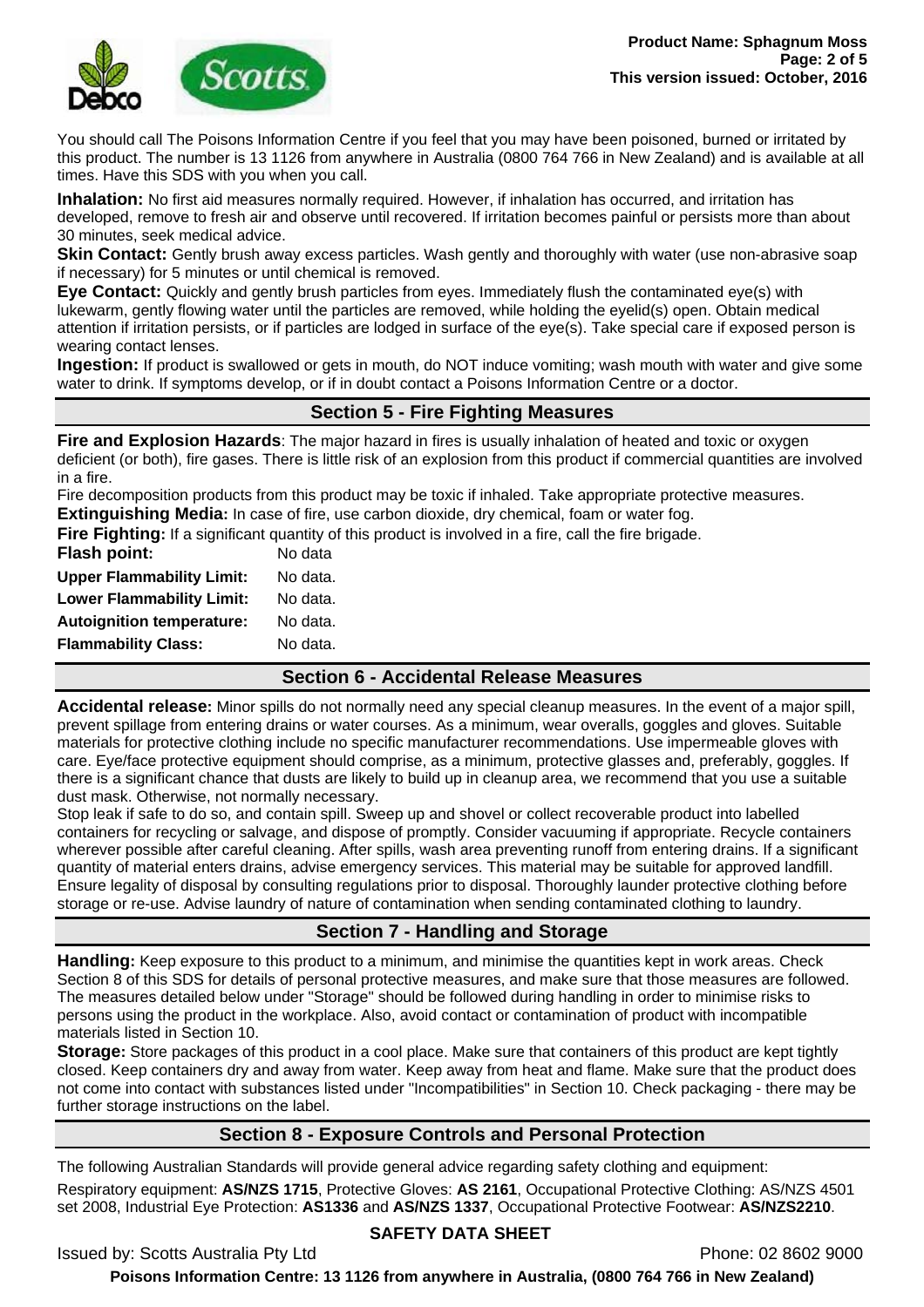You should call The Poisons Information Centre if you feel that you may have been poisoned, burned or irritated by this product. The number is 13 1126 from anywhere in Australia (0800 764 766 in New Zealand) and is available at all times. Have this SDS with you when you call.

**Inhalation:** No first aid measures normally required. However, if inhalation has occurred, and irritation has developed, remove to fresh air and observe until recovered. If irritation becomes painful or persists more than about 30 minutes, seek medical advice.

**Skin Contact:** Gently brush away excess particles. Wash gently and thoroughly with water (use non-abrasive soap if necessary) for 5 minutes or until chemical is removed.

**Eye Contact:** Quickly and gently brush particles from eyes. Immediately flush the contaminated eye(s) with lukewarm, gently flowing water until the particles are removed, while holding the eyelid(s) open. Obtain medical attention if irritation persists, or if particles are lodged in surface of the eye(s). Take special care if exposed person is wearing contact lenses.

**Ingestion:** If product is swallowed or gets in mouth, do NOT induce vomiting; wash mouth with water and give some water to drink. If symptoms develop, or if in doubt contact a Poisons Information Centre or a doctor.

## Section 5 - Fire Fighting Measures

**Fire and Explosion Hazards**: The major hazard in fires is usually inhalation of heated and toxic or oxygen deficient (or both), fire gases. There is little risk of an explosion from this product if commercial quantities are involved in a fire.

Fire decomposition products from this product may be toxic if inhaled. Take appropriate protective measures.

**Extinguishing Media:** In case of fire, use carbon dioxide, dry chemical, foam or water fog.

**Fire Fighting:** If a significant quantity of this product is involved in a fire, call the fire brigade.

**Flash point:** No data

**Upper Flammability Limit:** No data.

**Lower Flammability Limit:** No data.

**Autoignition temperature:** No data.

**Flammability Class:** No data.

## Section 6 - Accidental Release Measures

**Accidental release:** Minor spills do not normally need any special cleanup measures. In the event of a major spill, prevent spillage from entering drains or water courses. As a minimum, wear overalls, goggles and gloves. Suitable materials for protective clothing include no specific manufacturer recommendations. Use impermeable gloves with care. Eye/face protective equipment should comprise, as a minimum, protective glasses and, preferably, goggles. If there is a significant chance that dusts are likely to build up in cleanup area, we recommend that you use a suitable dust mask. Otherwise, not normally necessary.

Stop leak if safe to do so, and contain spill. Sweep up and shovel or collect recoverable product into labelled containers for recycling or salvage, and dispose of promptly. Consider vacuuming if appropriate. Recycle containers wherever possible after careful cleaning. After spills, wash area preventing runoff from entering drains. If a significant quantity of material enters drains, advise emergency services. This material may be suitable for approved landfill. Ensure legality of disposal by consulting regulations prior to disposal. Thoroughly launder protective clothing before storage or re-use. Advise laundry of nature of contamination when sending contaminated clothing to laundry.

## Section 7 - Handling and Storage

**Handling:** Keep exposure to this product to a minimum, and minimise the quantities kept in work areas. Check Section 8 of this SDS for details of personal protective measures, and make sure that those measures are followed. The measures detailed below under "Storage" should be followed during handling in order to minimise risks to persons using the product in the workplace. Also, avoid contact or contamination of product with incompatible materials listed in Section 10.

**Storage:** Store packages of this product in a cool place. Make sure that containers of this product are kept tightly closed. Keep containers dry and away from water. Keep away from heat and flame. Make sure that the product does not come into contact with substances listed under "Incompatibilities" in Section 10. Check packaging - there may be further storage instructions on the label.

## Section 8 - Exposure Controls and Personal Protection

The following Australian Standards will provide general advice regarding safety clothing and equipment:

Respiratory equipment: **AS/NZS 1715**, Protective Gloves: **AS 2161**, Occupational Protective Clothing: AS/NZS 4501 set 2008, Industrial Eye Protection: **AS1336** and **AS/NZS 1337**, Occupational Protective Footwear: **AS/NZS2210**.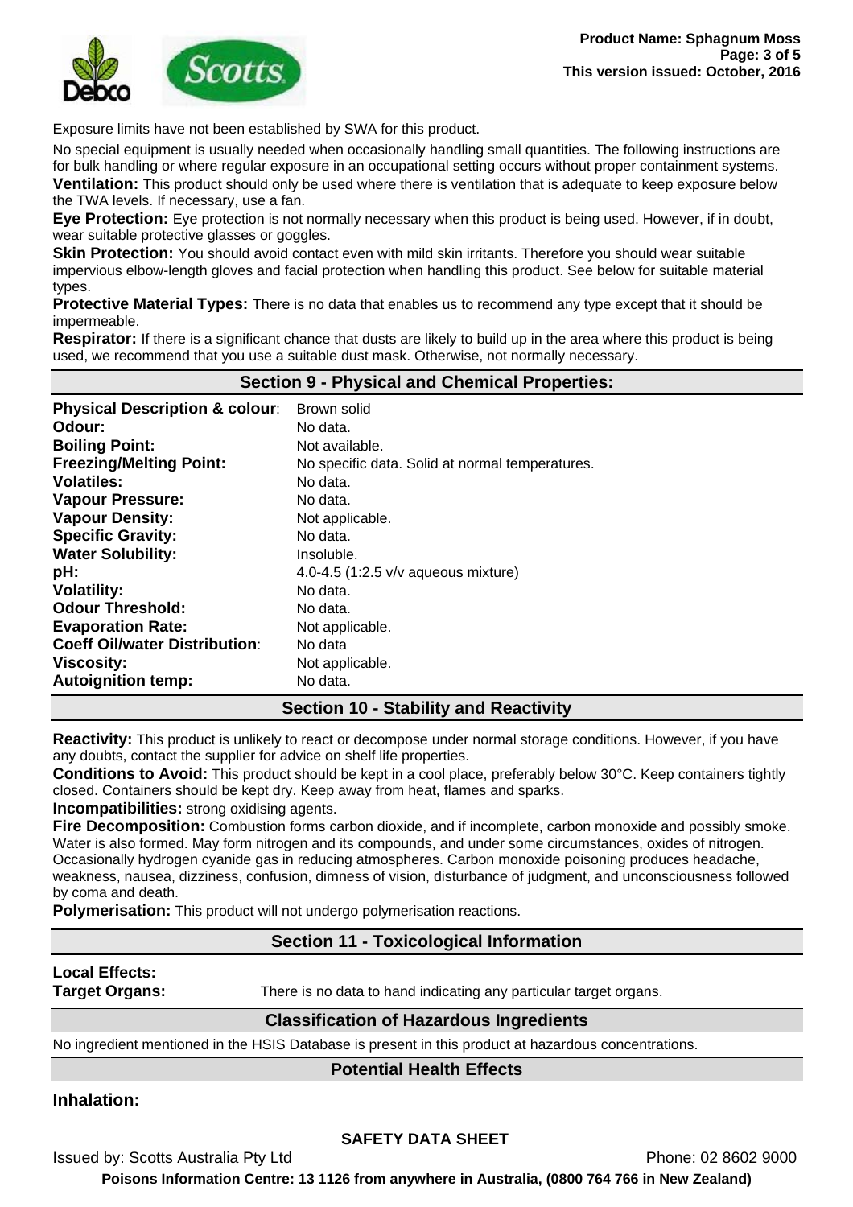Exposure limits have not been established by SWA for this product.

No special equipment is usually needed when occasionally handling small quantities. The following instructions are for bulk handling or where regular exposure in an occupational setting occurs without proper containment systems.

**Ventilation:** This product should only be used where there is ventilation that is adequate to keep exposure below the TWA levels. If necessary, use a fan.

**Eye Protection:** Eye protection is not normally necessary when this product is being used. However, if in doubt, wear suitable protective glasses or goggles.

**Skin Protection:** You should avoid contact even with mild skin irritants. Therefore you should wear suitable impervious elbow-length gloves and facial protection when handling this product. See below for suitable material types.

**Protective Material Types:** There is no data that enables us to recommend any type except that it should be impermeable.

**Respirator:** If there is a significant chance that dusts are likely to build up in the area where this product is being used, we recommend that you use a suitable dust mask. Otherwise, not normally necessary.

## Section 9 - Physical and Chemical Properties:

| | |
|---|---|
| **Physical Description & colour**: | Brown solid |
| **Odour:** | No data. |
| **Boiling Point:** | Not available. |
| **Freezing/Melting Point:** | No specific data. Solid at normal temperatures. |
| **Volatiles:** | No data. |
| **Vapour Pressure:** | No data. |
| **Vapour Density:** | Not applicable. |
| **Specific Gravity:** | No data. |
| **Water Solubility:** | Insoluble. |
| **pH:** | 4.0-4.5 (1:2.5 v/v aqueous mixture) |
| **Volatility:** | No data. |
| **Odour Threshold:** | No data. |
| **Evaporation Rate:** | Not applicable. |
| **Coeff Oil/water Distribution**: | No data |
| **Viscosity:** | Not applicable. |
| **Autoignition temp:** | No data. |

## Section 10 - Stability and Reactivity

**Reactivity:** This product is unlikely to react or decompose under normal storage conditions. However, if you have any doubts, contact the supplier for advice on shelf life properties.

**Conditions to Avoid:** This product should be kept in a cool place, preferably below 30°C. Keep containers tightly closed. Containers should be kept dry. Keep away from heat, flames and sparks.

**Incompatibilities:** strong oxidising agents.

**Fire Decomposition:** Combustion forms carbon dioxide, and if incomplete, carbon monoxide and possibly smoke. Water is also formed. May form nitrogen and its compounds, and under some circumstances, oxides of nitrogen. Occasionally hydrogen cyanide gas in reducing atmospheres. Carbon monoxide poisoning produces headache, weakness, nausea, dizziness, confusion, dimness of vision, disturbance of judgment, and unconsciousness followed by coma and death.

**Polymerisation:** This product will not undergo polymerisation reactions.

## Section 11 - Toxicological Information

**Local Effects:**

**Target Organs:** There is no data to hand indicating any particular target organs.

### Classification of Hazardous Ingredients

No ingredient mentioned in the HSIS Database is present in this product at hazardous concentrations.

### Potential Health Effects

**Inhalation:**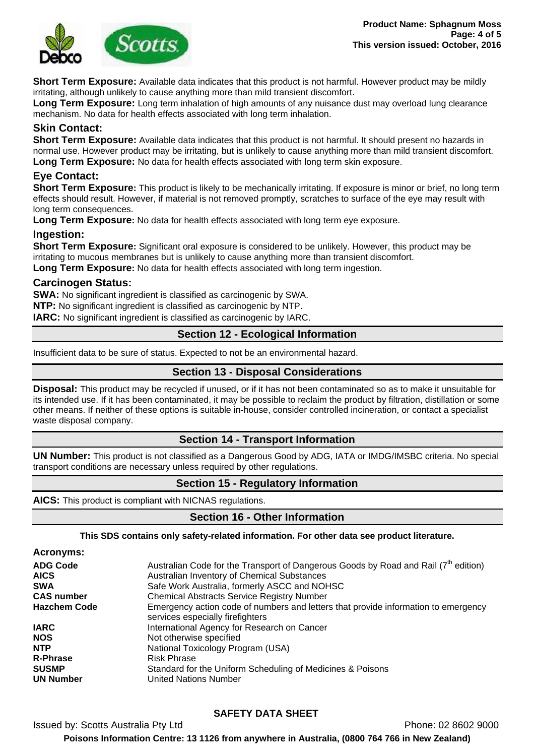**Short Term Exposure:** Available data indicates that this product is not harmful. However product may be mildly irritating, although unlikely to cause anything more than mild transient discomfort.

**Long Term Exposure:** Long term inhalation of high amounts of any nuisance dust may overload lung clearance mechanism. No data for health effects associated with long term inhalation.

### Skin Contact:

**Short Term Exposure:** Available data indicates that this product is not harmful. It should present no hazards in normal use. However product may be irritating, but is unlikely to cause anything more than mild transient discomfort.

**Long Term Exposure:** No data for health effects associated with long term skin exposure.

### Eye Contact:

**Short Term Exposure:** This product is likely to be mechanically irritating. If exposure is minor or brief, no long term effects should result. However, if material is not removed promptly, scratches to surface of the eye may result with long term consequences.

**Long Term Exposure:** No data for health effects associated with long term eye exposure.

### Ingestion:

**Short Term Exposure:** Significant oral exposure is considered to be unlikely. However, this product may be irritating to mucous membranes but is unlikely to cause anything more than transient discomfort.

**Long Term Exposure:** No data for health effects associated with long term ingestion.

### Carcinogen Status:

**SWA:** No significant ingredient is classified as carcinogenic by SWA.

**NTP:** No significant ingredient is classified as carcinogenic by NTP.

**IARC:** No significant ingredient is classified as carcinogenic by IARC.

## Section 12 - Ecological Information

Insufficient data to be sure of status. Expected to not be an environmental hazard.

## Section 13 - Disposal Considerations

**Disposal:** This product may be recycled if unused, or if it has not been contaminated so as to make it unsuitable for its intended use. If it has been contaminated, it may be possible to reclaim the product by filtration, distillation or some other means. If neither of these options is suitable in-house, consider controlled incineration, or contact a specialist waste disposal company.

## Section 14 - Transport Information

**UN Number:** This product is not classified as a Dangerous Good by ADG, IATA or IMDG/IMSBC criteria. No special transport conditions are necessary unless required by other regulations.

## Section 15 - Regulatory Information

**AICS:** This product is compliant with NICNAS regulations.

## Section 16 - Other Information

**This SDS contains only safety-related information. For other data see product literature.**

### Acronyms:

| | |
|---|---|
| **ADG Code** | Australian Code for the Transport of Dangerous Goods by Road and Rail (7th edition) |
| **AICS** | Australian Inventory of Chemical Substances |
| **SWA** | Safe Work Australia, formerly ASCC and NOHSC |
| **CAS number** | Chemical Abstracts Service Registry Number |
| **Hazchem Code** | Emergency action code of numbers and letters that provide information to emergency services especially firefighters |
| **IARC** | International Agency for Research on Cancer |
| **NOS** | Not otherwise specified |
| **NTP** | National Toxicology Program (USA) |
| **R-Phrase** | Risk Phrase |
| **SUSMP** | Standard for the Uniform Scheduling of Medicines & Poisons |
| **UN Number** | United Nations Number |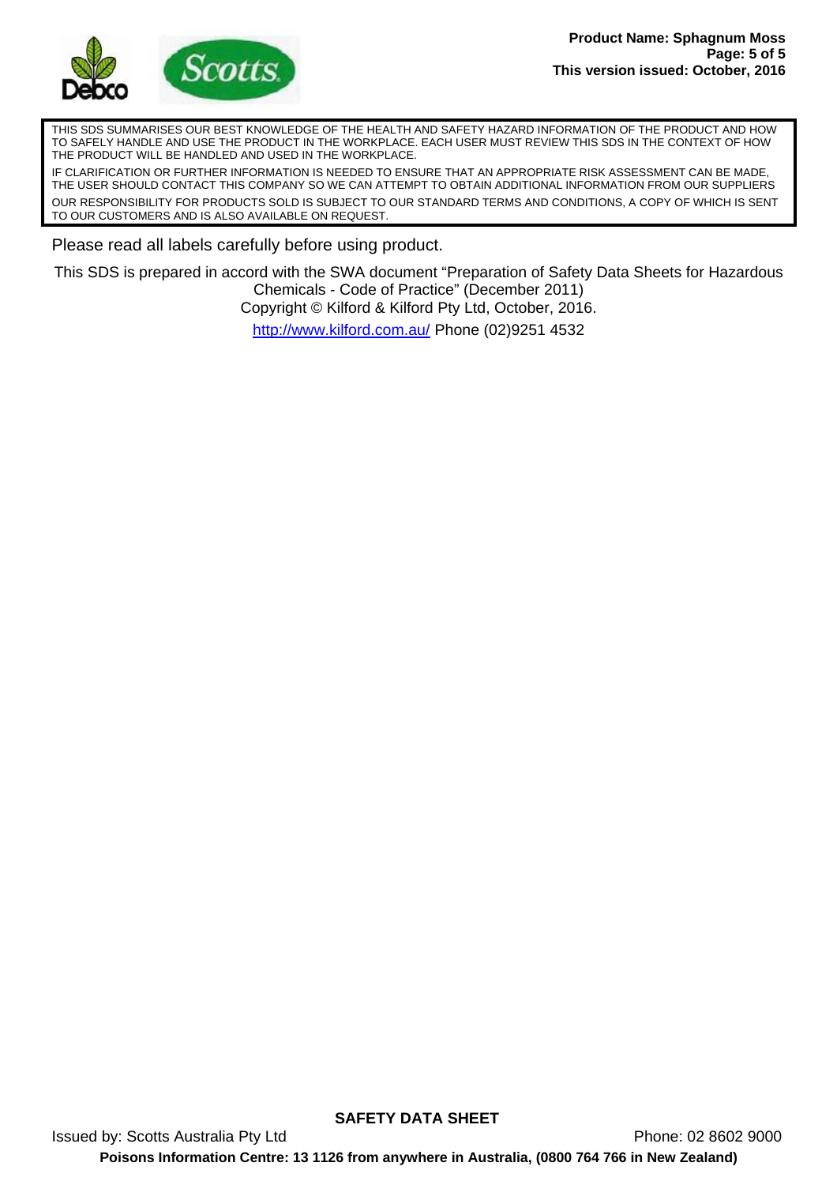THIS SDS SUMMARISES OUR BEST KNOWLEDGE OF THE HEALTH AND SAFETY HAZARD INFORMATION OF THE PRODUCT AND HOW TO SAFELY HANDLE AND USE THE PRODUCT IN THE WORKPLACE. EACH USER MUST REVIEW THIS SDS IN THE CONTEXT OF HOW THE PRODUCT WILL BE HANDLED AND USED IN THE WORKPLACE.

IF CLARIFICATION OR FURTHER INFORMATION IS NEEDED TO ENSURE THAT AN APPROPRIATE RISK ASSESSMENT CAN BE MADE, THE USER SHOULD CONTACT THIS COMPANY SO WE CAN ATTEMPT TO OBTAIN ADDITIONAL INFORMATION FROM OUR SUPPLIERS

OUR RESPONSIBILITY FOR PRODUCTS SOLD IS SUBJECT TO OUR STANDARD TERMS AND CONDITIONS, A COPY OF WHICH IS SENT TO OUR CUSTOMERS AND IS ALSO AVAILABLE ON REQUEST.

Please read all labels carefully before using product.

This SDS is prepared in accord with the SWA document "Preparation of Safety Data Sheets for Hazardous Chemicals - Code of Practice" (December 2011)

Copyright © Kilford & Kilford Pty Ltd, October, 2016.

http://www.kilford.com.au/ Phone (02)9251 4532